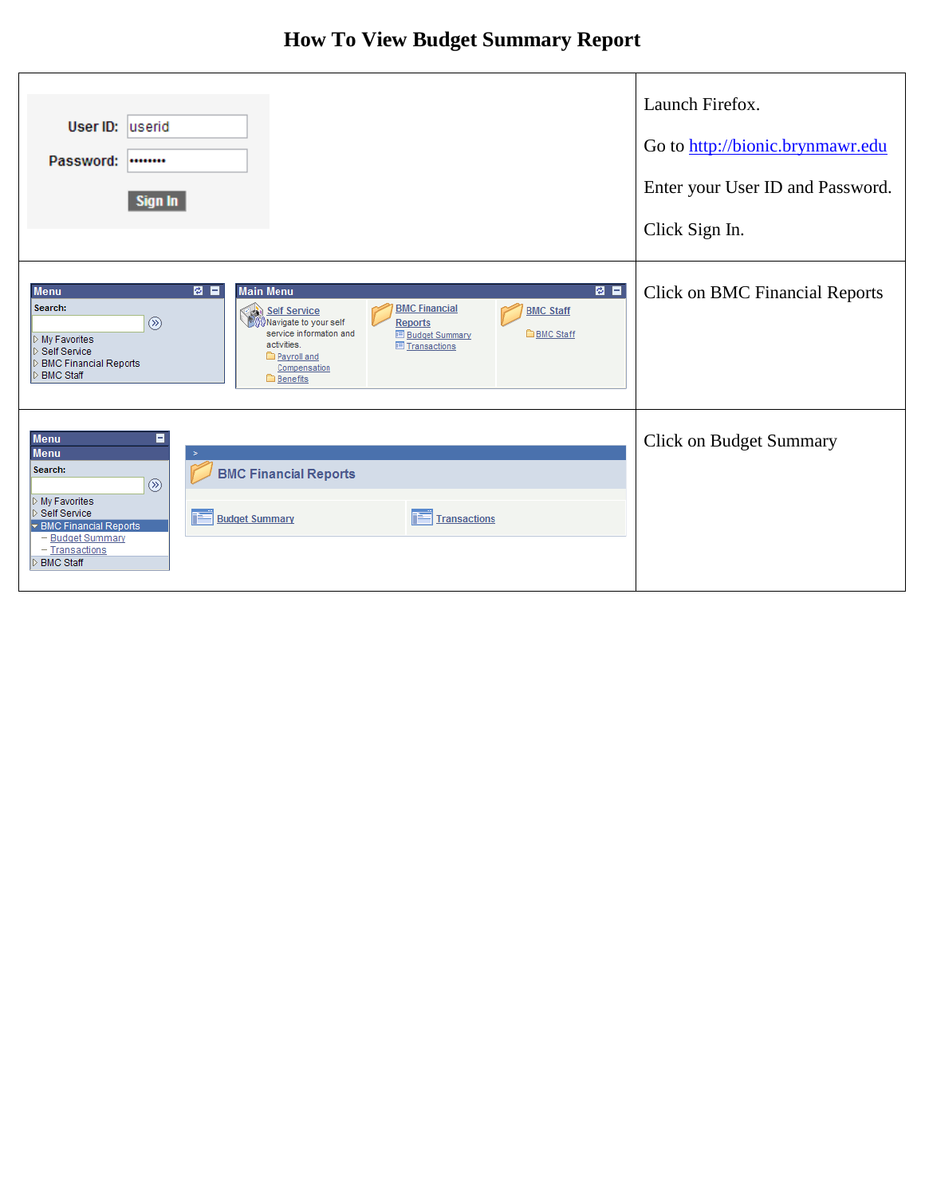# How To View Budget Summary Report

| | |
|---|---|
| User ID: userid<br>Password: ••••••••<br>Sign In | Launch Firefox.<br><br>Go to http://bionic.brynmawr.edu<br><br>Enter your User ID and Password.<br><br>Click Sign In. |
| Menu<br>Search:<br>My Favorites<br>Self Service<br>BMC Financial Reports<br>BMC Staff<br><br>Main Menu<br>Self Service<br>Navigate to your self service information and actvities.<br>Payroll and Compensation<br>Benefits<br>BMC Financial Reports<br>Budget Summary<br>Transactions<br>BMC Staff<br>BMC Staff | Click on BMC Financial Reports |
| Menu<br>Menu<br>Search:<br>My Favorites<br>Self Service<br>BMC Financial Reports<br>Budget Summary<br>Transactions<br>BMC Staff<br><br>BMC Financial Reports<br>Budget Summary<br>Transactions | Click on Budget Summary |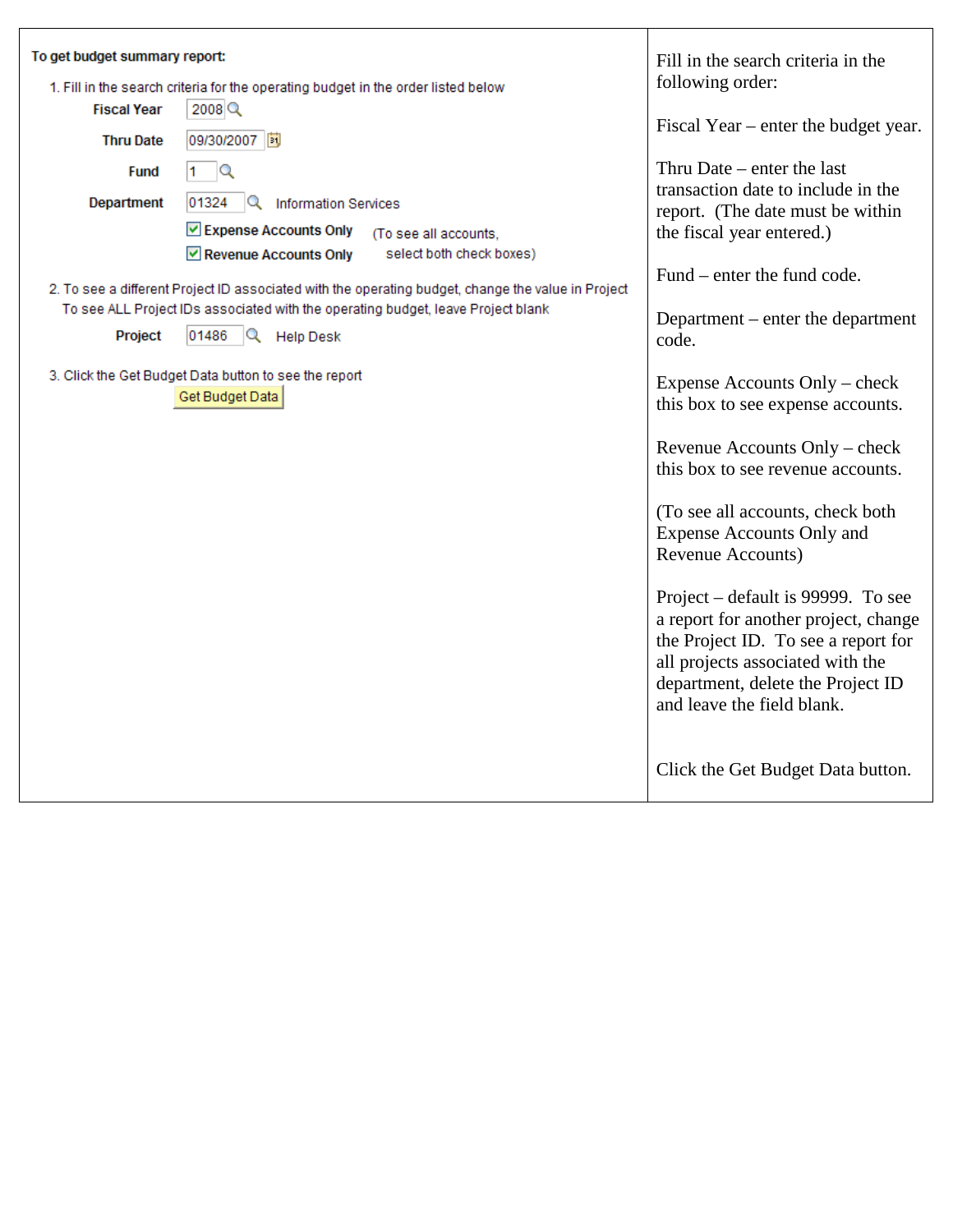| | |
|---|---|
| **To get budget summary report:**<br><br>1. Fill in the search criteria for the operating budget in the order listed below<br>**Fiscal Year** 2008<br>**Thru Date** 09/30/2007<br>**Fund** 1<br>**Department** 01324 Information Services<br>☑ **Expense Accounts Only** (To see all accounts,<br>☑ **Revenue Accounts Only** select both check boxes)<br><br>2. To see a different Project ID associated with the operating budget, change the value in Project<br>To see ALL Project IDs associated with the operating budget, leave Project blank<br>**Project** 01486 Help Desk<br><br>3. Click the Get Budget Data button to see the report<br>[Get Budget Data] | Fill in the search criteria in the following order:<br><br>Fiscal Year – enter the budget year.<br><br>Thru Date – enter the last transaction date to include in the report. (The date must be within the fiscal year entered.)<br><br>Fund – enter the fund code.<br><br>Department – enter the department code.<br><br>Expense Accounts Only – check this box to see expense accounts.<br><br>Revenue Accounts Only – check this box to see revenue accounts.<br><br>(To see all accounts, check both Expense Accounts Only and Revenue Accounts)<br><br>Project – default is 99999. To see a report for another project, change the Project ID. To see a report for all projects associated with the department, delete the Project ID and leave the field blank.<br><br>Click the Get Budget Data button. |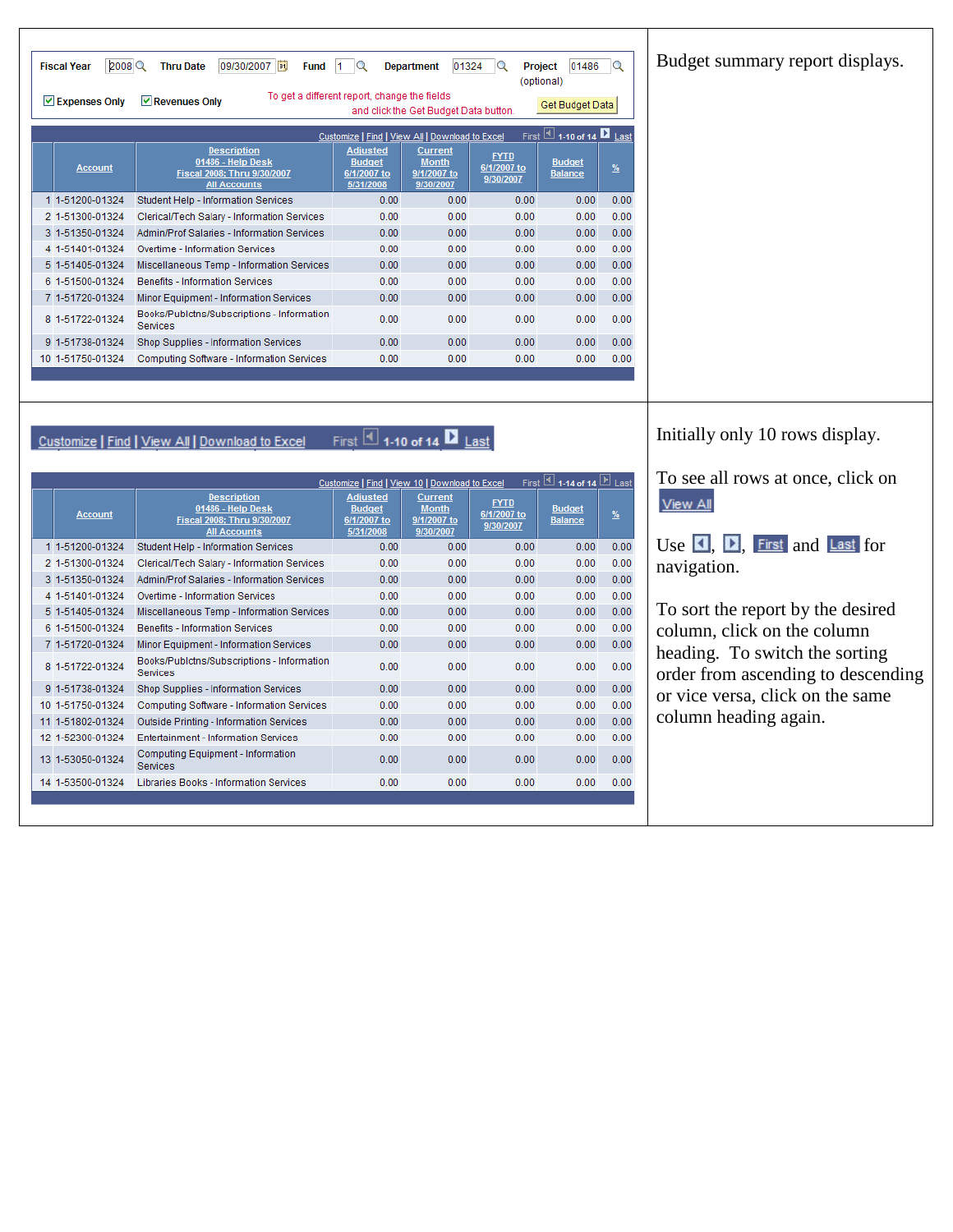Fiscal Year 2008 | Thru Date 09/30/2007 | Fund 1 | Department 01324 | Project 01486 (optional)

☑ Expenses Only ☑ Revenues Only

To get a different report, change the fields and click the Get Budget Data button. [Get Budget Data]

Customize | Find | View All | Download to Excel First 1-10 of 14 Last

| | Account | Description 01486 - Help Desk Fiscal 2008; Thru 9/30/2007 All Accounts | Adjusted Budget 6/1/2007 to 5/31/2008 | Current Month 9/1/2007 to 9/30/2007 | FYTD 6/1/2007 to 9/30/2007 | Budget Balance | % |
|---|---|---|---|---|---|---|---|
| 1 | 1-51200-01324 | Student Help - Information Services | 0.00 | 0.00 | 0.00 | 0.00 | 0.00 |
| 2 | 1-51300-01324 | Clerical/Tech Salary - Information Services | 0.00 | 0.00 | 0.00 | 0.00 | 0.00 |
| 3 | 1-51350-01324 | Admin/Prof Salaries - Information Services | 0.00 | 0.00 | 0.00 | 0.00 | 0.00 |
| 4 | 1-51401-01324 | Overtime - Information Services | 0.00 | 0.00 | 0.00 | 0.00 | 0.00 |
| 5 | 1-51405-01324 | Miscellaneous Temp - Information Services | 0.00 | 0.00 | 0.00 | 0.00 | 0.00 |
| 6 | 1-51500-01324 | Benefits - Information Services | 0.00 | 0.00 | 0.00 | 0.00 | 0.00 |
| 7 | 1-51720-01324 | Minor Equipment - Information Services | 0.00 | 0.00 | 0.00 | 0.00 | 0.00 |
| 8 | 1-51722-01324 | Books/Publctns/Subscriptions - Information Services | 0.00 | 0.00 | 0.00 | 0.00 | 0.00 |
| 9 | 1-51738-01324 | Shop Supplies - Information Services | 0.00 | 0.00 | 0.00 | 0.00 | 0.00 |
| 10 | 1-51750-01324 | Computing Software - Information Services | 0.00 | 0.00 | 0.00 | 0.00 | 0.00 |

Budget summary report displays.

Customize | Find | View All | Download to Excel First 1-10 of 14 Last

Customize | Find | View 10 | Download to Excel First 1-14 of 14 Last

| | Account | Description 01486 - Help Desk Fiscal 2008; Thru 9/30/2007 All Accounts | Adjusted Budget 6/1/2007 to 5/31/2008 | Current Month 9/1/2007 to 9/30/2007 | FYTD 6/1/2007 to 9/30/2007 | Budget Balance | % |
|---|---|---|---|---|---|---|---|
| 1 | 1-51200-01324 | Student Help - Information Services | 0.00 | 0.00 | 0.00 | 0.00 | 0.00 |
| 2 | 1-51300-01324 | Clerical/Tech Salary - Information Services | 0.00 | 0.00 | 0.00 | 0.00 | 0.00 |
| 3 | 1-51350-01324 | Admin/Prof Salaries - Information Services | 0.00 | 0.00 | 0.00 | 0.00 | 0.00 |
| 4 | 1-51401-01324 | Overtime - Information Services | 0.00 | 0.00 | 0.00 | 0.00 | 0.00 |
| 5 | 1-51405-01324 | Miscellaneous Temp - Information Services | 0.00 | 0.00 | 0.00 | 0.00 | 0.00 |
| 6 | 1-51500-01324 | Benefits - Information Services | 0.00 | 0.00 | 0.00 | 0.00 | 0.00 |
| 7 | 1-51720-01324 | Minor Equipment - Information Services | 0.00 | 0.00 | 0.00 | 0.00 | 0.00 |
| 8 | 1-51722-01324 | Books/Publctns/Subscriptions - Information Services | 0.00 | 0.00 | 0.00 | 0.00 | 0.00 |
| 9 | 1-51738-01324 | Shop Supplies - Information Services | 0.00 | 0.00 | 0.00 | 0.00 | 0.00 |
| 10 | 1-51750-01324 | Computing Software - Information Services | 0.00 | 0.00 | 0.00 | 0.00 | 0.00 |
| 11 | 1-51802-01324 | Outside Printing - Information Services | 0.00 | 0.00 | 0.00 | 0.00 | 0.00 |
| 12 | 1-52300-01324 | Entertainment - Information Services | 0.00 | 0.00 | 0.00 | 0.00 | 0.00 |
| 13 | 1-53050-01324 | Computing Equipment - Information Services | 0.00 | 0.00 | 0.00 | 0.00 | 0.00 |
| 14 | 1-53500-01324 | Libraries Books - Information Services | 0.00 | 0.00 | 0.00 | 0.00 | 0.00 |

Initially only 10 rows display.

To see all rows at once, click on View All

Use ◄, ►, First and Last for navigation.

To sort the report by the desired column, click on the column heading. To switch the sorting order from ascending to descending or vice versa, click on the same column heading again.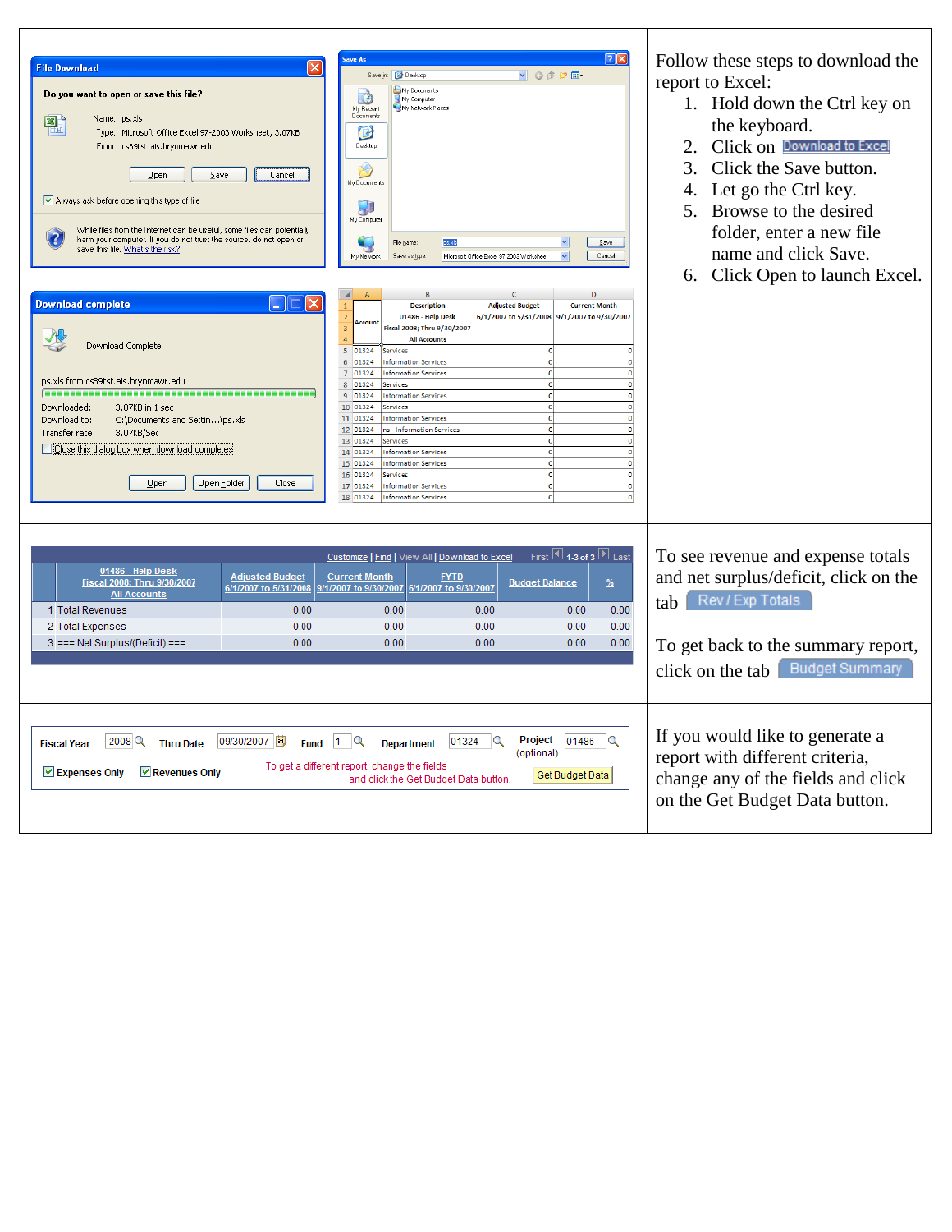Follow these steps to download the report to Excel:

1. Hold down the Ctrl key on the keyboard.
2. Click on Download to Excel
3. Click the Save button.
4. Let go the Ctrl key.
5. Browse to the desired folder, enter a new file name and click Save.
6. Click Open to launch Excel.

To see revenue and expense totals and net surplus/deficit, click on the tab Rev / Exp Totals

To get back to the summary report, click on the tab Budget Summary

If you would like to generate a report with different criteria, change any of the fields and click on the Get Budget Data button.